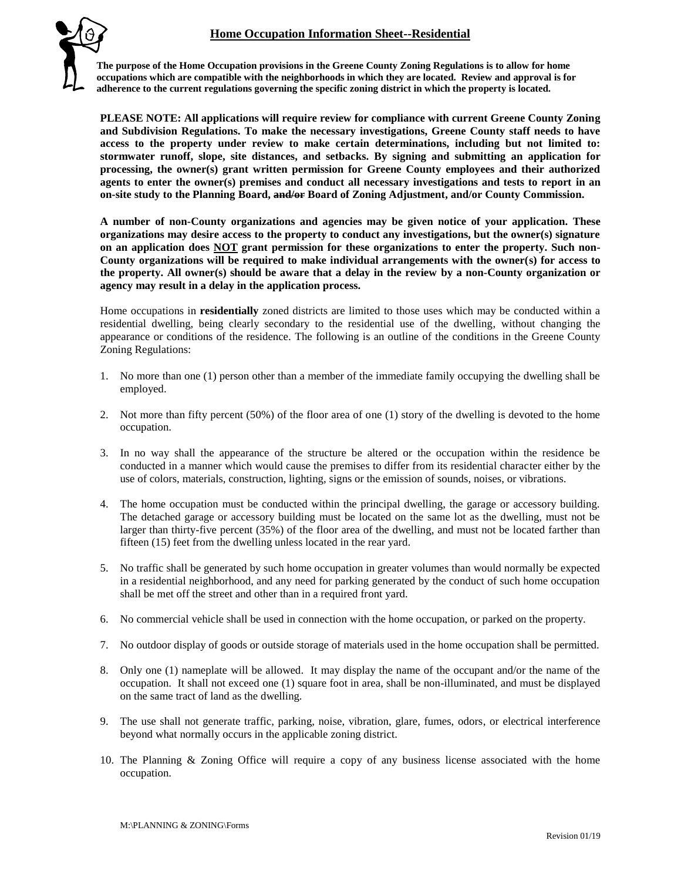## Home Occupation Information Sheet--Residential

**The purpose of the Home Occupation provisions in the Greene County Zoning Regulations is to allow for home occupations which are compatible with the neighborhoods in which they are located. Review and approval is for adherence to the current regulations governing the specific zoning district in which the property is located.**

**PLEASE NOTE: All applications will require review for compliance with current Greene County Zoning and Subdivision Regulations. To make the necessary investigations, Greene County staff needs to have access to the property under review to make certain determinations, including but not limited to: stormwater runoff, slope, site distances, and setbacks. By signing and submitting an application for processing, the owner(s) grant written permission for Greene County employees and their authorized agents to enter the owner(s) premises and conduct all necessary investigations and tests to report in an on-site study to the Planning Board, ~~and/or~~ Board of Zoning Adjustment, and/or County Commission.**

**A number of non-County organizations and agencies may be given notice of your application. These organizations may desire access to the property to conduct any investigations, but the owner(s) signature on an application does <u>NOT</u> grant permission for these organizations to enter the property. Such non-County organizations will be required to make individual arrangements with the owner(s) for access to the property. All owner(s) should be aware that a delay in the review by a non-County organization or agency may result in a delay in the application process.**

Home occupations in **residentially** zoned districts are limited to those uses which may be conducted within a residential dwelling, being clearly secondary to the residential use of the dwelling, without changing the appearance or conditions of the residence. The following is an outline of the conditions in the Greene County Zoning Regulations:

1. No more than one (1) person other than a member of the immediate family occupying the dwelling shall be employed.
2. Not more than fifty percent (50%) of the floor area of one (1) story of the dwelling is devoted to the home occupation.
3. In no way shall the appearance of the structure be altered or the occupation within the residence be conducted in a manner which would cause the premises to differ from its residential character either by the use of colors, materials, construction, lighting, signs or the emission of sounds, noises, or vibrations.
4. The home occupation must be conducted within the principal dwelling, the garage or accessory building. The detached garage or accessory building must be located on the same lot as the dwelling, must not be larger than thirty-five percent (35%) of the floor area of the dwelling, and must not be located farther than fifteen (15) feet from the dwelling unless located in the rear yard.
5. No traffic shall be generated by such home occupation in greater volumes than would normally be expected in a residential neighborhood, and any need for parking generated by the conduct of such home occupation shall be met off the street and other than in a required front yard.
6. No commercial vehicle shall be used in connection with the home occupation, or parked on the property.
7. No outdoor display of goods or outside storage of materials used in the home occupation shall be permitted.
8. Only one (1) nameplate will be allowed. It may display the name of the occupant and/or the name of the occupation. It shall not exceed one (1) square foot in area, shall be non-illuminated, and must be displayed on the same tract of land as the dwelling.
9. The use shall not generate traffic, parking, noise, vibration, glare, fumes, odors, or electrical interference beyond what normally occurs in the applicable zoning district.
10. The Planning & Zoning Office will require a copy of any business license associated with the home occupation.

M:\PLANNING & ZONING\Forms

Revision 01/19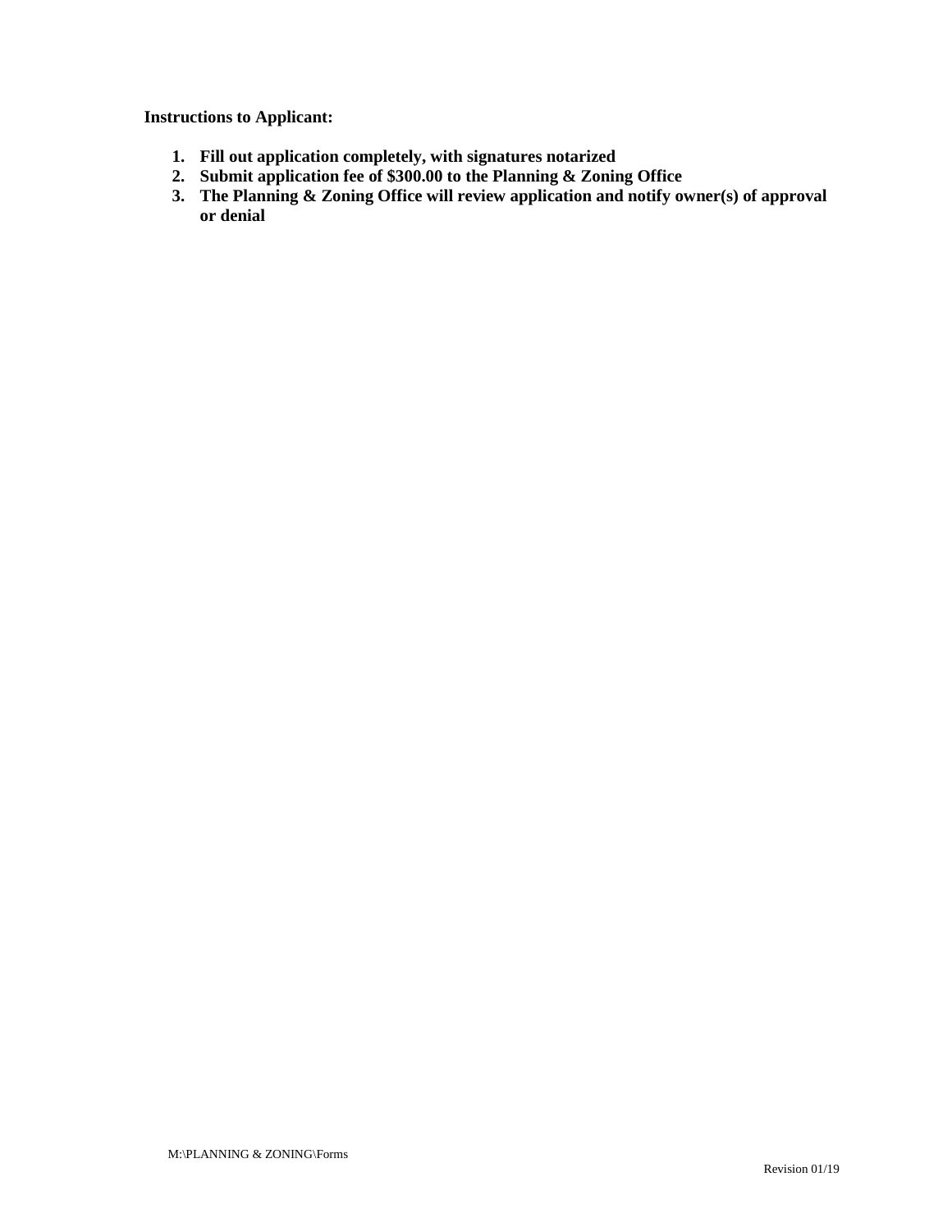**Instructions to Applicant:**

1. **Fill out application completely, with signatures notarized**
2. **Submit application fee of $300.00 to the Planning & Zoning Office**
3. **The Planning & Zoning Office will review application and notify owner(s) of approval or denial**